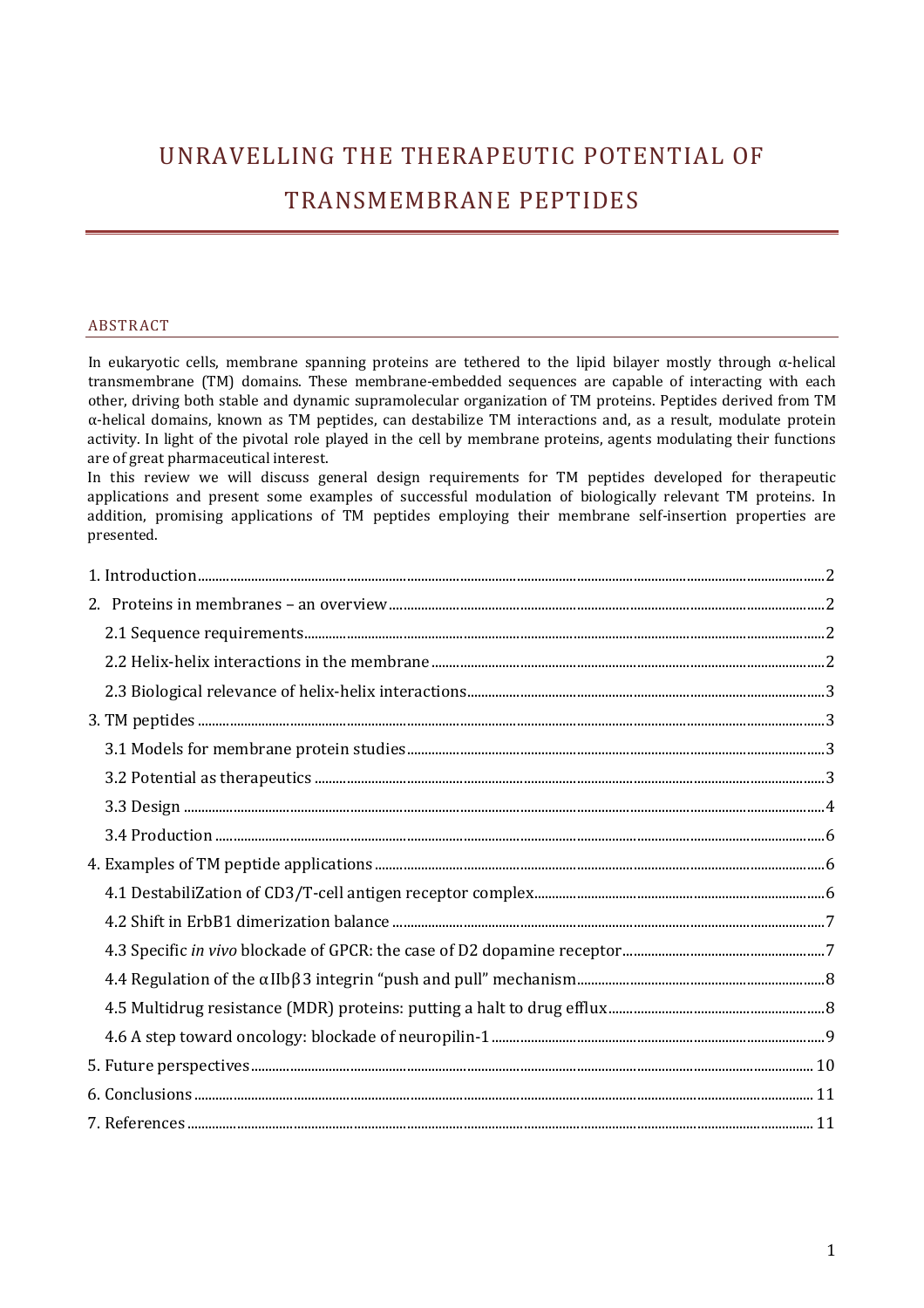# UNRAVELLING THE THERAPEUTIC POTENTIAL OF TRANSMEMBRANE PEPTIDES

## ABSTRACT

In eukaryotic cells, membrane spanning proteins are tethered to the lipid bilayer mostly through α-helical transmembrane (TM) domains. These membrane-embedded sequences are capable of interacting with each other, driving both stable and dynamic supramolecular organization of TM proteins. Peptides derived from TM α-helical domains, known as TM peptides, can destabilize TM interactions and, as a result, modulate protein activity. In light of the pivotal role played in the cell by membrane proteins, agents modulating their functions are of great pharmaceutical interest.

In this review we will discuss general design requirements for TM peptides developed for therapeutic applications and present some examples of successful modulation of biologically relevant TM proteins. In addition, promising applications of TM peptides employing their membrane self-insertion properties are presented.

1. Introduction ........ 2
2. Proteins in membranes – an overview ........ 2
   - 2.1 Sequence requirements ........ 2
   - 2.2 Helix-helix interactions in the membrane ........ 2
   - 2.3 Biological relevance of helix-helix interactions ........ 3
3. TM peptides ........ 3
   - 3.1 Models for membrane protein studies ........ 3
   - 3.2 Potential as therapeutics ........ 3
   - 3.3 Design ........ 4
   - 3.4 Production ........ 6
4. Examples of TM peptide applications ........ 6
   - 4.1 DestabiliZation of CD3/T-cell antigen receptor complex ........ 6
   - 4.2 Shift in ErbB1 dimerization balance ........ 7
   - 4.3 Specific *in vivo* blockade of GPCR: the case of D2 dopamine receptor ........ 7
   - 4.4 Regulation of the αIIbβ3 integrin "push and pull" mechanism ........ 8
   - 4.5 Multidrug resistance (MDR) proteins: putting a halt to drug efflux ........ 8
   - 4.6 A step toward oncology: blockade of neuropilin-1 ........ 9
5. Future perspectives ........ 10
6. Conclusions ........ 11
7. References ........ 11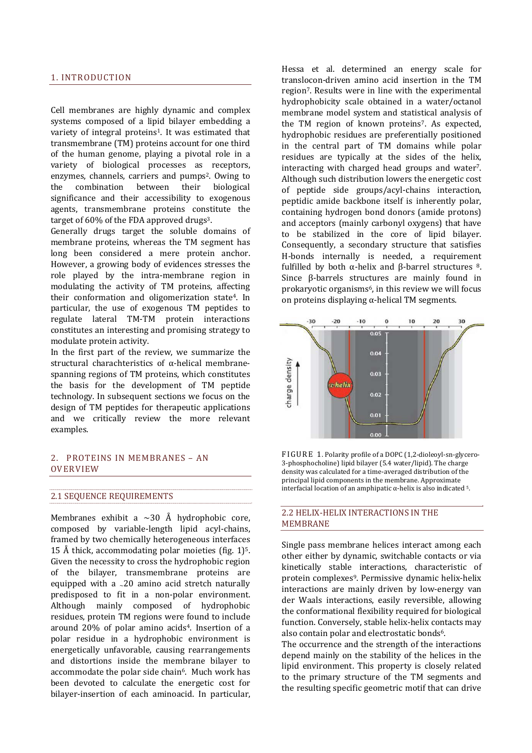## 1. INTRODUCTION

Cell membranes are highly dynamic and complex systems composed of a lipid bilayer embedding a variety of integral proteins[1]. It was estimated that transmembrane (TM) proteins account for one third of the human genome, playing a pivotal role in a variety of biological processes as receptors, enzymes, channels, carriers and pumps[2]. Owing to the combination between their biological significance and their accessibility to exogenous agents, transmembrane proteins constitute the target of 60% of the FDA approved drugs[3].

Generally drugs target the soluble domains of membrane proteins, whereas the TM segment has long been considered a mere protein anchor. However, a growing body of evidences stresses the role played by the intra-membrane region in modulating the activity of TM proteins, affecting their conformation and oligomerization state[4]. In particular, the use of exogenous TM peptides to regulate lateral TM-TM protein interactions constitutes an interesting and promising strategy to modulate protein activity.

In the first part of the review, we summarize the structural charachteristics of α-helical membrane-spanning regions of TM proteins, which constitutes the basis for the development of TM peptide technology. In subsequent sections we focus on the design of TM peptides for therapeutic applications and we critically review the more relevant examples.

## 2. PROTEINS IN MEMBRANES – AN OVERVIEW

### 2.1 SEQUENCE REQUIREMENTS

Membranes exhibit a ~30 Å hydrophobic core, composed by variable-length lipid acyl-chains, framed by two chemically heterogeneous interfaces 15 Å thick, accommodating polar moieties (fig. 1)[5]. Given the necessity to cross the hydrophobic region of the bilayer, transmembrane proteins are equipped with a ~20 amino acid stretch naturally predisposed to fit in a non-polar environment. Although mainly composed of hydrophobic residues, protein TM regions were found to include around 20% of polar amino acids[4]. Insertion of a polar residue in a hydrophobic environment is energetically unfavorable, causing rearrangements and distortions inside the membrane bilayer to accommodate the polar side chain[6]. Much work has been devoted to calculate the energetic cost for bilayer-insertion of each aminoacid. In particular, Hessa et al. determined an energy scale for translocon-driven amino acid insertion in the TM region[7]. Results were in line with the experimental hydrophobicity scale obtained in a water/octanol membrane model system and statistical analysis of the TM region of known proteins[7]. As expected, hydrophobic residues are preferentially positioned in the central part of TM domains while polar residues are typically at the sides of the helix, interacting with charged head groups and water[7]. Although such distribution lowers the energetic cost of peptide side groups/acyl-chains interaction, peptidic amide backbone itself is inherently polar, containing hydrogen bond donors (amide protons) and acceptors (mainly carbonyl oxygens) that have to be stabilized in the core of lipid bilayer. Consequently, a secondary structure that satisfies H-bonds internally is needed, a requirement fulfilled by both α-helix and β-barrel structures [8]. Since β-barrels structures are mainly found in prokaryotic organisms[6], in this review we will focus on proteins displaying α-helical TM segments.

FIGURE 1. Polarity profile of a DOPC (1,2-dioleoyl-sn-glycero-3-phosphocholine) lipid bilayer (5.4 water/lipid). The charge density was calculated for a time-averaged distribution of the principal lipid components in the membrane. Approximate interfacial location of an amphipatic α-helix is also indicated [5].

### 2.2 HELIX-HELIX INTERACTIONS IN THE MEMBRANE

Single pass membrane helices interact among each other either by dynamic, switchable contacts or via kinetically stable interactions, characteristic of protein complexes[9]. Permissive dynamic helix-helix interactions are mainly driven by low-energy van der Waals interactions, easily reversible, allowing the conformational flexibility required for biological function. Conversely, stable helix-helix contacts may also contain polar and electrostatic bonds[6].

The occurrence and the strength of the interactions depend mainly on the stability of the helices in the lipid environment. This property is closely related to the primary structure of the TM segments and the resulting specific geometric motif that can drive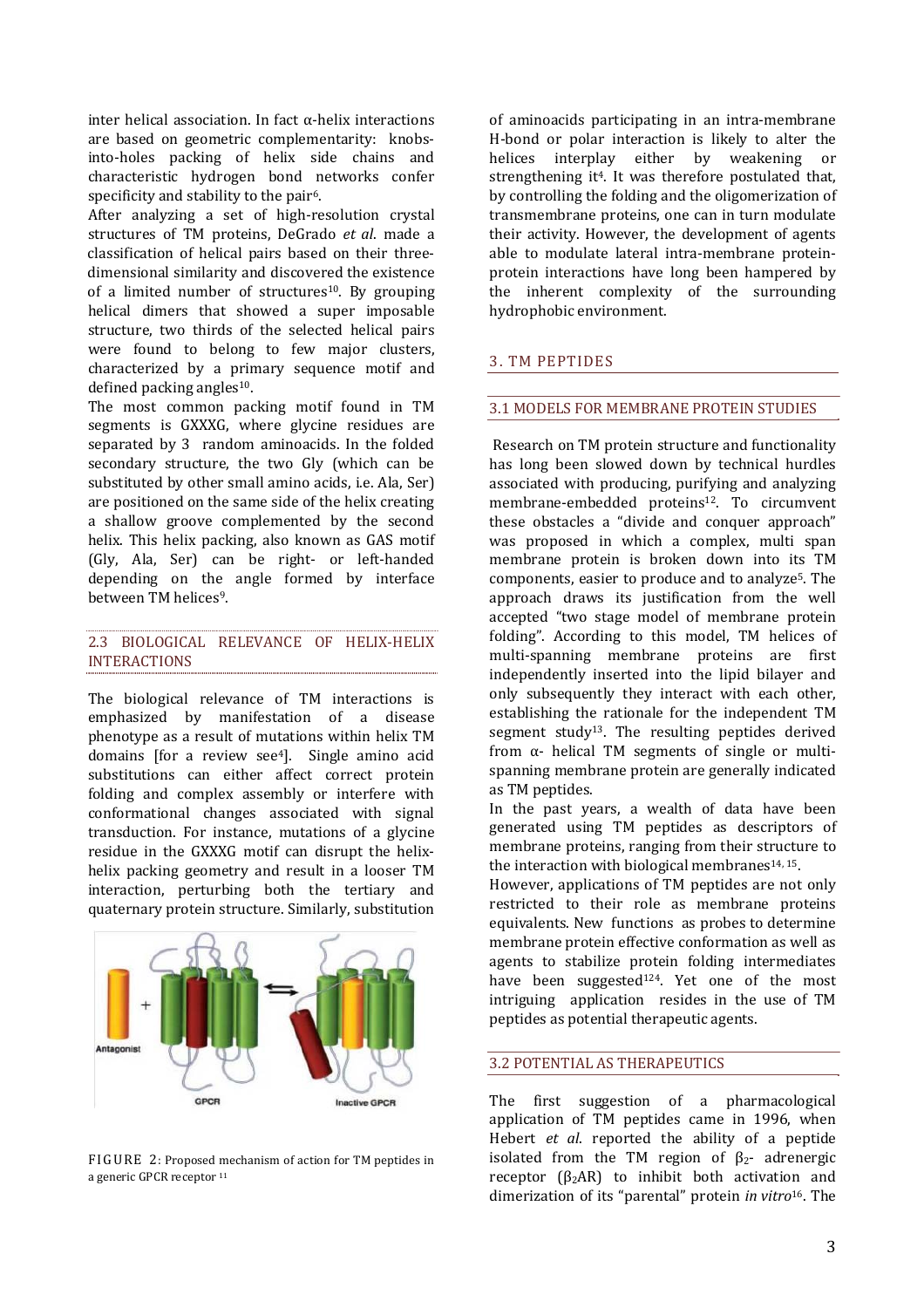inter helical association. In fact α-helix interactions are based on geometric complementarity: knobs-into-holes packing of helix side chains and characteristic hydrogen bond networks confer specificity and stability to the pair[6].

After analyzing a set of high-resolution crystal structures of TM proteins, DeGrado *et al*. made a classification of helical pairs based on their three-dimensional similarity and discovered the existence of a limited number of structures[10]. By grouping helical dimers that showed a super imposable structure, two thirds of the selected helical pairs were found to belong to few major clusters, characterized by a primary sequence motif and defined packing angles[10].

The most common packing motif found in TM segments is GXXXG, where glycine residues are separated by 3 random aminoacids. In the folded secondary structure, the two Gly (which can be substituted by other small amino acids, i.e. Ala, Ser) are positioned on the same side of the helix creating a shallow groove complemented by the second helix. This helix packing, also known as GAS motif (Gly, Ala, Ser) can be right- or left-handed depending on the angle formed by interface between TM helices[9].

## 2.3 BIOLOGICAL RELEVANCE OF HELIX-HELIX INTERACTIONS

The biological relevance of TM interactions is emphasized by manifestation of a disease phenotype as a result of mutations within helix TM domains [for a review see[4]]. Single amino acid substitutions can either affect correct protein folding and complex assembly or interfere with conformational changes associated with signal transduction. For instance, mutations of a glycine residue in the GXXXG motif can disrupt the helix-helix packing geometry and result in a looser TM interaction, perturbing both the tertiary and quaternary protein structure. Similarly, substitution of aminoacids participating in an intra-membrane H-bond or polar interaction is likely to alter the helices interplay either by weakening or strengthening it[4]. It was therefore postulated that, by controlling the folding and the oligomerization of transmembrane proteins, one can in turn modulate their activity. However, the development of agents able to modulate lateral intra-membrane protein-protein interactions have long been hampered by the inherent complexity of the surrounding hydrophobic environment.

FIGURE 2: Proposed mechanism of action for TM peptides in a generic GPCR receptor [11]

# 3. TM PEPTIDES

## 3.1 MODELS FOR MEMBRANE PROTEIN STUDIES

Research on TM protein structure and functionality has long been slowed down by technical hurdles associated with producing, purifying and analyzing membrane-embedded proteins[12]. To circumvent these obstacles a "divide and conquer approach" was proposed in which a complex, multi span membrane protein is broken down into its TM components, easier to produce and to analyze[5]. The approach draws its justification from the well accepted "two stage model of membrane protein folding". According to this model, TM helices of multi-spanning membrane proteins are first independently inserted into the lipid bilayer and only subsequently they interact with each other, establishing the rationale for the independent TM segment study[13]. The resulting peptides derived from α- helical TM segments of single or multi-spanning membrane protein are generally indicated as TM peptides.

In the past years, a wealth of data have been generated using TM peptides as descriptors of membrane proteins, ranging from their structure to the interaction with biological membranes[14, 15].

However, applications of TM peptides are not only restricted to their role as membrane proteins equivalents. New functions as probes to determine membrane protein effective conformation as well as agents to stabilize protein folding intermediates have been suggested[124]. Yet one of the most intriguing application resides in the use of TM peptides as potential therapeutic agents.

## 3.2 POTENTIAL AS THERAPEUTICS

The first suggestion of a pharmacological application of TM peptides came in 1996, when Hebert *et al*. reported the ability of a peptide isolated from the TM region of $\beta_2$- adrenergic receptor ($\beta_2$AR) to inhibit both activation and dimerization of its "parental" protein *in vitro*[16]. The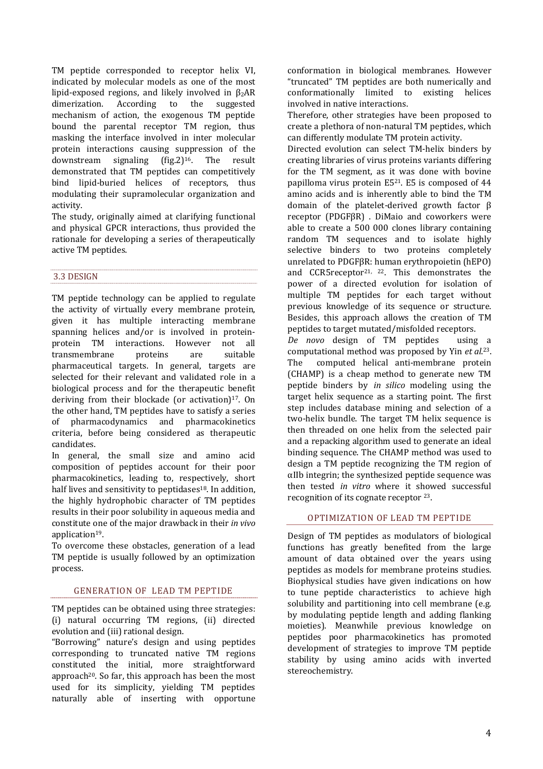TM peptide corresponded to receptor helix VI, indicated by molecular models as one of the most lipid-exposed regions, and likely involved in $\beta_2$AR dimerization. According to the suggested mechanism of action, the exogenous TM peptide bound the parental receptor TM region, thus masking the interface involved in inter molecular protein interactions causing suppression of the downstream signaling (fig.2)[16]. The result demonstrated that TM peptides can competitively bind lipid-buried helices of receptors, thus modulating their supramolecular organization and activity.

The study, originally aimed at clarifying functional and physical GPCR interactions, thus provided the rationale for developing a series of therapeutically active TM peptides.

## 3.3 DESIGN

TM peptide technology can be applied to regulate the activity of virtually every membrane protein, given it has multiple interacting membrane spanning helices and/or is involved in protein-protein TM interactions. However not all transmembrane proteins are suitable pharmaceutical targets. In general, targets are selected for their relevant and validated role in a biological process and for the therapeutic benefit deriving from their blockade (or activation)[17]. On the other hand, TM peptides have to satisfy a series of pharmacodynamics and pharmacokinetics criteria, before being considered as therapeutic candidates.

In general, the small size and amino acid composition of peptides account for their poor pharmacokinetics, leading to, respectively, short half lives and sensitivity to peptidases[18]. In addition, the highly hydrophobic character of TM peptides results in their poor solubility in aqueous media and constitute one of the major drawback in their *in vivo* application[19].

To overcome these obstacles, generation of a lead TM peptide is usually followed by an optimization process.

### GENERATION OF LEAD TM PEPTIDE

TM peptides can be obtained using three strategies: (i) natural occurring TM regions, (ii) directed evolution and (iii) rational design.

"Borrowing" nature's design and using peptides corresponding to truncated native TM regions constituted the initial, more straightforward approach[20]. So far, this approach has been the most used for its simplicity, yielding TM peptides naturally able of inserting with opportune conformation in biological membranes. However "truncated" TM peptides are both numerically and conformationally limited to existing helices involved in native interactions.

Therefore, other strategies have been proposed to create a plethora of non-natural TM peptides, which can differently modulate TM protein activity.

Directed evolution can select TM-helix binders by creating libraries of virus proteins variants differing for the TM segment, as it was done with bovine papilloma virus protein E5[21]. E5 is composed of 44 amino acids and is inherently able to bind the TM domain of the platelet-derived growth factor β receptor (PDGFβR) . DiMaio and coworkers were able to create a 500 000 clones library containing random TM sequences and to isolate highly selective binders to two proteins completely unrelated to PDGFβR: human erythropoietin (hEPO) and CCR5receptor[21, 22]. This demonstrates the power of a directed evolution for isolation of multiple TM peptides for each target without previous knowledge of its sequence or structure. Besides, this approach allows the creation of TM peptides to target mutated/misfolded receptors.

*De novo* design of TM peptides using a computational method was proposed by Yin *et al.*[23]. The computed helical anti-membrane protein (CHAMP) is a cheap method to generate new TM peptide binders by *in silico* modeling using the target helix sequence as a starting point. The first step includes database mining and selection of a two-helix bundle. The target TM helix sequence is then threaded on one helix from the selected pair and a repacking algorithm used to generate an ideal binding sequence. The CHAMP method was used to design a TM peptide recognizing the TM region of αIIb integrin; the synthesized peptide sequence was then tested *in vitro* where it showed successful recognition of its cognate receptor [23].

### OPTIMIZATION OF LEAD TM PEPTIDE

Design of TM peptides as modulators of biological functions has greatly benefited from the large amount of data obtained over the years using peptides as models for membrane proteins studies. Biophysical studies have given indications on how to tune peptide characteristics to achieve high solubility and partitioning into cell membrane (e.g. by modulating peptide length and adding flanking moieties). Meanwhile previous knowledge on peptides poor pharmacokinetics has promoted development of strategies to improve TM peptide stability by using amino acids with inverted stereochemistry.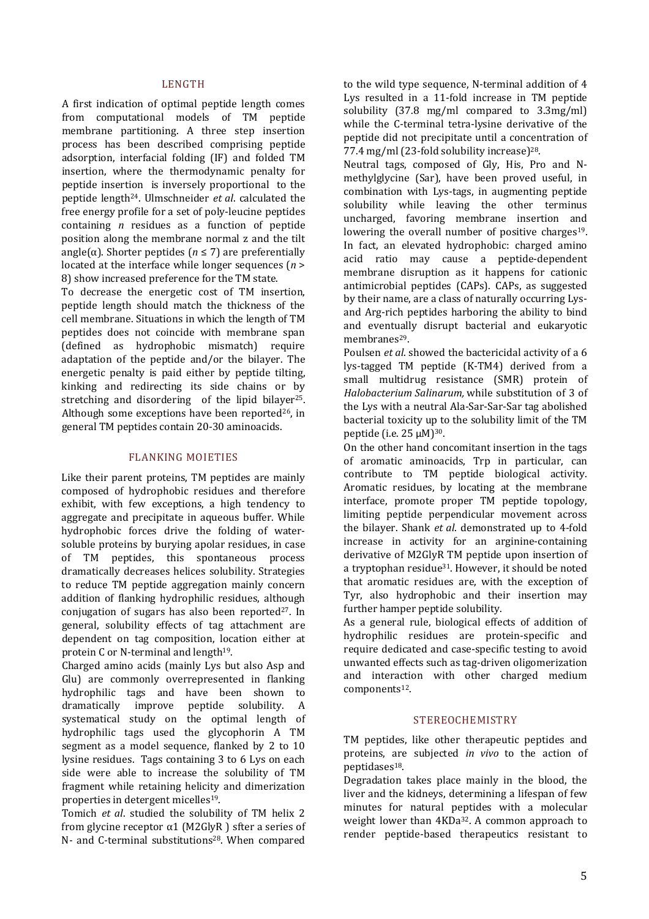## LENGTH

A first indication of optimal peptide length comes from computational models of TM peptide membrane partitioning. A three step insertion process has been described comprising peptide adsorption, interfacial folding (IF) and folded TM insertion, where the thermodynamic penalty for peptide insertion is inversely proportional to the peptide length[24]. Ulmschneider *et al*. calculated the free energy profile for a set of poly-leucine peptides containing *n* residues as a function of peptide position along the membrane normal z and the tilt angle(α). Shorter peptides ($n \leq 7$) are preferentially located at the interface while longer sequences ($n > 8$) show increased preference for the TM state.

To decrease the energetic cost of TM insertion, peptide length should match the thickness of the cell membrane. Situations in which the length of TM peptides does not coincide with membrane span (defined as hydrophobic mismatch) require adaptation of the peptide and/or the bilayer. The energetic penalty is paid either by peptide tilting, kinking and redirecting its side chains or by stretching and disordering of the lipid bilayer[25]. Although some exceptions have been reported[26], in general TM peptides contain 20-30 aminoacids.

## FLANKING MOIETIES

Like their parent proteins, TM peptides are mainly composed of hydrophobic residues and therefore exhibit, with few exceptions, a high tendency to aggregate and precipitate in aqueous buffer. While hydrophobic forces drive the folding of water-soluble proteins by burying apolar residues, in case of TM peptides, this spontaneous process dramatically decreases helices solubility. Strategies to reduce TM peptide aggregation mainly concern addition of flanking hydrophilic residues, although conjugation of sugars has also been reported[27]. In general, solubility effects of tag attachment are dependent on tag composition, location either at protein C or N-terminal and length[19].

Charged amino acids (mainly Lys but also Asp and Glu) are commonly overrepresented in flanking hydrophilic tags and have been shown to dramatically improve peptide solubility. A systematical study on the optimal length of hydrophilic tags used the glycophorin A TM segment as a model sequence, flanked by 2 to 10 lysine residues. Tags containing 3 to 6 Lys on each side were able to increase the solubility of TM fragment while retaining helicity and dimerization properties in detergent micelles[19].

Tomich *et al*. studied the solubility of TM helix 2 from glycine receptor α1 (M2GlyR ) sfter a series of N- and C-terminal substitutions[28]. When compared to the wild type sequence, N-terminal addition of 4 Lys resulted in a 11-fold increase in TM peptide solubility (37.8 mg/ml compared to 3.3mg/ml) while the C-terminal tetra-lysine derivative of the peptide did not precipitate until a concentration of 77.4 mg/ml (23-fold solubility increase)[28].

Neutral tags, composed of Gly, His, Pro and N-methylglycine (Sar), have been proved useful, in combination with Lys-tags, in augmenting peptide solubility while leaving the other terminus uncharged, favoring membrane insertion and lowering the overall number of positive charges[19]. In fact, an elevated hydrophobic: charged amino acid ratio may cause a peptide-dependent membrane disruption as it happens for cationic antimicrobial peptides (CAPs). CAPs, as suggested by their name, are a class of naturally occurring Lys- and Arg-rich peptides harboring the ability to bind and eventually disrupt bacterial and eukaryotic membranes[29].

Poulsen *et al*. showed the bactericidal activity of a 6 lys-tagged TM peptide (K-TM4) derived from a small multidrug resistance (SMR) protein of *Halobacterium Salinarum,* while substitution of 3 of the Lys with a neutral Ala-Sar-Sar-Sar tag abolished bacterial toxicity up to the solubility limit of the TM peptide (i.e. 25 μM)[30].

On the other hand concomitant insertion in the tags of aromatic aminoacids, Trp in particular, can contribute to TM peptide biological activity. Aromatic residues, by locating at the membrane interface, promote proper TM peptide topology, limiting peptide perpendicular movement across the bilayer. Shank *et al*. demonstrated up to 4-fold increase in activity for an arginine-containing derivative of M2GlyR TM peptide upon insertion of a tryptophan residue[31]. However, it should be noted that aromatic residues are, with the exception of Tyr, also hydrophobic and their insertion may further hamper peptide solubility.

As a general rule, biological effects of addition of hydrophilic residues are protein-specific and require dedicated and case-specific testing to avoid unwanted effects such as tag-driven oligomerization and interaction with other charged medium components[12].

## STEREOCHEMISTRY

TM peptides, like other therapeutic peptides and proteins, are subjected *in vivo* to the action of peptidases[18].

Degradation takes place mainly in the blood, the liver and the kidneys, determining a lifespan of few minutes for natural peptides with a molecular weight lower than 4KDa[32]. A common approach to render peptide-based therapeutics resistant to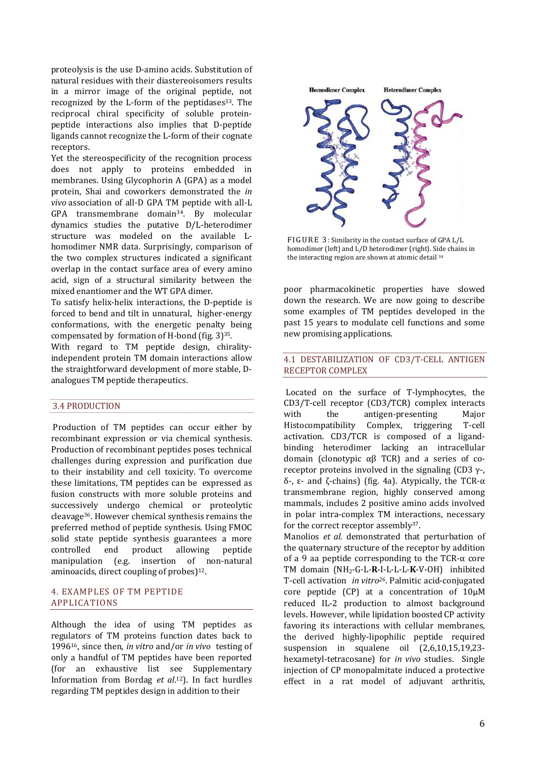proteolysis is the use D-amino acids. Substitution of natural residues with their diastereoisomers results in a mirror image of the original peptide, not recognized by the L-form of the peptidases[33]. The reciprocal chiral specificity of soluble protein-peptide interactions also implies that D-peptide ligands cannot recognize the L-form of their cognate receptors.

Yet the stereospecificity of the recognition process does not apply to proteins embedded in membranes. Using Glycophorin A (GPA) as a model protein, Shai and coworkers demonstrated the *in vivo* association of all-D GPA TM peptide with all-L GPA transmembrane domain[34]. By molecular dynamics studies the putative D/L-heterodimer structure was modeled on the available L-homodimer NMR data. Surprisingly, comparison of the two complex structures indicated a significant overlap in the contact surface area of every amino acid, sign of a structural similarity between the mixed enantiomer and the WT GPA dimer.

To satisfy helix-helix interactions, the D-peptide is forced to bend and tilt in unnatural, higher-energy conformations, with the energetic penalty being compensated by formation of H-bond (fig. 3)[35].

With regard to TM peptide design, chirality-independent protein TM domain interactions allow the straightforward development of more stable, D-analogues TM peptide therapeutics.

FIGURE 3: Similarity in the contact surface of GPA L/L homodimer (left) and L/D heterodimer (right). Side chains in the interacting region are shown at atomic detail [34]

## 3.4 PRODUCTION

Production of TM peptides can occur either by recombinant expression or via chemical synthesis. Production of recombinant peptides poses technical challenges during expression and purification due to their instability and cell toxicity. To overcome these limitations, TM peptides can be expressed as fusion constructs with more soluble proteins and successively undergo chemical or proteolytic cleavage[36]. However chemical synthesis remains the preferred method of peptide synthesis. Using FMOC solid state peptide synthesis guarantees a more controlled end product allowing peptide manipulation (e.g. insertion of non-natural aminoacids, direct coupling of probes)[12].

# 4. EXAMPLES OF TM PEPTIDE APPLICATIONS

Although the idea of using TM peptides as regulators of TM proteins function dates back to 1996[16], since then, *in vitro* and/or *in vivo* testing of only a handful of TM peptides have been reported (for an exhaustive list see Supplementary Information from Bordag *et al.*[12]). In fact hurdles regarding TM peptides design in addition to their poor pharmacokinetic properties have slowed down the research. We are now going to describe some examples of TM peptides developed in the past 15 years to modulate cell functions and some new promising applications.

## 4.1 DESTABILIZATION OF CD3/T-CELL ANTIGEN RECEPTOR COMPLEX

Located on the surface of T-lymphocytes, the CD3/T-cell receptor (CD3/TCR) complex interacts with the antigen-presenting Major Histocompatibility Complex, triggering T-cell activation. CD3/TCR is composed of a ligand-binding heterodimer lacking an intracellular domain (clonotypic αβ TCR) and a series of co-receptor proteins involved in the signaling (CD3 γ-, δ-, ε- and ζ-chains) (fig. 4a). Atypically, the TCR-α transmembrane region, highly conserved among mammals, includes 2 positive amino acids involved in polar intra-complex TM interactions, necessary for the correct receptor assembly[37].

Manolios *et al.* demonstrated that perturbation of the quaternary structure of the receptor by addition of a 9 aa peptide corresponding to the TCR-α core TM domain ($NH_2$-G-L-**R**-I-L-L-L-**K**-V-OH) inhibited T-cell activation *in vitro*[26]. Palmitic acid-conjugated core peptide (CP) at a concentration of 10μM reduced IL-2 production to almost background levels. However, while lipidation boosted CP activity favoring its interactions with cellular membranes, the derived highly-lipophilic peptide required suspension in squalene oil (2,6,10,15,19,23-hexametyl-tetracosane) for *in vivo* studies. Single injection of CP monopalmitate induced a protective effect in a rat model of adjuvant arthritis,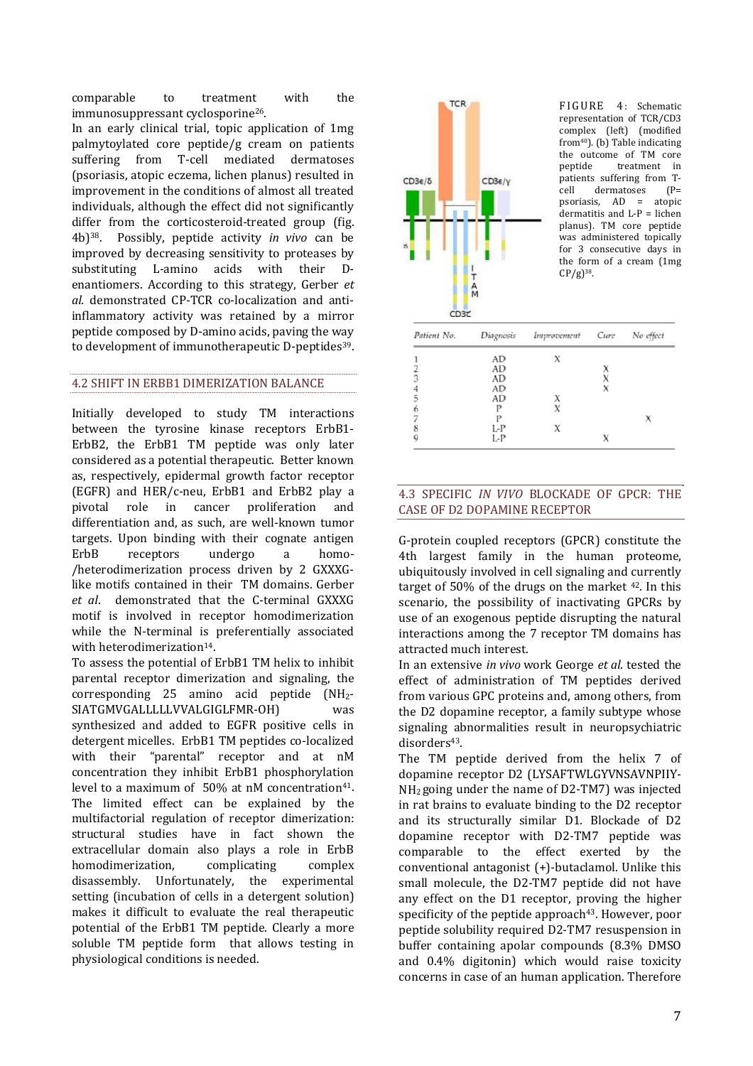comparable to treatment with the immunosuppressant cyclosporine[26].

In an early clinical trial, topic application of 1mg palmytoylated core peptide/g cream on patients suffering from T-cell mediated dermatoses (psoriasis, atopic eczema, lichen planus) resulted in improvement in the conditions of almost all treated individuals, although the effect did not significantly differ from the corticosteroid-treated group (fig. 4b)[38]. Possibly, peptide activity *in vivo* can be improved by decreasing sensitivity to proteases by substituting L-amino acids with their D-enantiomers. According to this strategy, Gerber *et al.* demonstrated CP-TCR co-localization and anti-inflammatory activity was retained by a mirror peptide composed by D-amino acids, paving the way to development of immunotherapeutic D-peptides[39].

## 4.2 SHIFT IN ERBB1 DIMERIZATION BALANCE

Initially developed to study TM interactions between the tyrosine kinase receptors ErbB1-ErbB2, the ErbB1 TM peptide was only later considered as a potential therapeutic. Better known as, respectively, epidermal growth factor receptor (EGFR) and HER/c-neu, ErbB1 and ErbB2 play a pivotal role in cancer proliferation and differentiation and, as such, are well-known tumor targets. Upon binding with their cognate antigen ErbB receptors undergo a homo-/heterodimerization process driven by 2 GXXXG-like motifs contained in their TM domains. Gerber *et al.* demonstrated that the C-terminal GXXXG motif is involved in receptor homodimerization while the N-terminal is preferentially associated with heterodimerization[14].

To assess the potential of ErbB1 TM helix to inhibit parental receptor dimerization and signaling, the corresponding 25 amino acid peptide ($NH_2$-SIATGMVGALLLLLVVALGIGLFMR-OH) was synthesized and added to EGFR positive cells in detergent micelles. ErbB1 TM peptides co-localized with their "parental" receptor and at nM concentration they inhibit ErbB1 phosphorylation level to a maximum of 50% at nM concentration[41]. The limited effect can be explained by the multifactorial regulation of receptor dimerization: structural studies have in fact shown the extracellular domain also plays a role in ErbB homodimerization, complicating complex disassembly. Unfortunately, the experimental setting (incubation of cells in a detergent solution) makes it difficult to evaluate the real therapeutic potential of the ErbB1 TM peptide. Clearly a more soluble TM peptide form that allows testing in physiological conditions is needed.

FIGURE 4: Schematic representation of TCR/CD3 complex (left) (modified from[40]). (b) Table indicating the outcome of TM core peptide treatment in patients suffering from T-cell dermatoses (P= psoriasis, AD = atopic dermatitis and L-P = lichen planus). TM core peptide was administered topically for 3 consecutive days in the form of a cream (1mg CP/g)[38].

| Patient No. | Diagnosis | Improvement | Cure | No effect |
|---|---|---|---|---|
| 1 | AD | X | | |
| 2 | AD | | X | |
| 3 | AD | | X | |
| 4 | AD | | X | |
| 5 | AD | X | | |
| 6 | P | X | | |
| 7 | P | | | X |
| 8 | L-P | X | | |
| 9 | L-P | | X | |

## 4.3 SPECIFIC *IN VIVO* BLOCKADE OF GPCR: THE CASE OF D2 DOPAMINE RECEPTOR

G-protein coupled receptors (GPCR) constitute the 4th largest family in the human proteome, ubiquitously involved in cell signaling and currently target of 50% of the drugs on the market [42]. In this scenario, the possibility of inactivating GPCRs by use of an exogenous peptide disrupting the natural interactions among the 7 receptor TM domains has attracted much interest.

In an extensive *in vivo* work George *et al.* tested the effect of administration of TM peptides derived from various GPC proteins and, among others, from the D2 dopamine receptor, a family subtype whose signaling abnormalities result in neuropsychiatric disorders[43].

The TM peptide derived from the helix 7 of dopamine receptor D2 (LYSAFTWLGYVNSAVNPIIY-$NH_2$ going under the name of D2-TM7) was injected in rat brains to evaluate binding to the D2 receptor and its structurally similar D1. Blockade of D2 dopamine receptor with D2-TM7 peptide was comparable to the effect exerted by the conventional antagonist (+)-butaclamol. Unlike this small molecule, the D2-TM7 peptide did not have any effect on the D1 receptor, proving the higher specificity of the peptide approach[43]. However, poor peptide solubility required D2-TM7 resuspension in buffer containing apolar compounds (8.3% DMSO and 0.4% digitonin) which would raise toxicity concerns in case of an human application. Therefore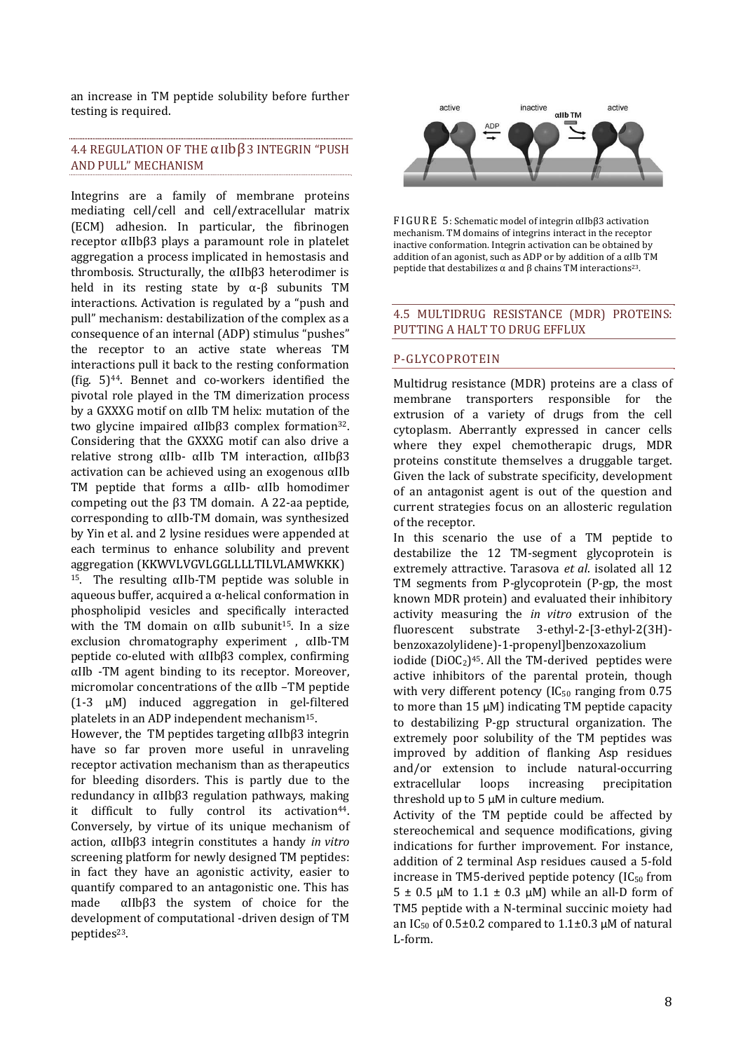an increase in TM peptide solubility before further testing is required.

## 4.4 REGULATION OF THE αIIbβ3 INTEGRIN "PUSH AND PULL" MECHANISM

Integrins are a family of membrane proteins mediating cell/cell and cell/extracellular matrix (ECM) adhesion. In particular, the fibrinogen receptor αIIbβ3 plays a paramount role in platelet aggregation a process implicated in hemostasis and thrombosis. Structurally, the αIIbβ3 heterodimer is held in its resting state by α-β subunits TM interactions. Activation is regulated by a "push and pull" mechanism: destabilization of the complex as a consequence of an internal (ADP) stimulus "pushes" the receptor to an active state whereas TM interactions pull it back to the resting conformation (fig. 5)[44]. Bennet and co-workers identified the pivotal role played in the TM dimerization process by a GXXXG motif on αIIb TM helix: mutation of the two glycine impaired αIIbβ3 complex formation[32]. Considering that the GXXXG motif can also drive a relative strong αIIb- αIIb TM interaction, αIIbβ3 activation can be achieved using an exogenous αIIb TM peptide that forms a αIIb- αIIb homodimer competing out the β3 TM domain. A 22-aa peptide, corresponding to αIIb-TM domain, was synthesized by Yin et al. and 2 lysine residues were appended at each terminus to enhance solubility and prevent aggregation (KKWVLVGVLGGLLLLTILVLAMWKKK)[15]. The resulting αIIb-TM peptide was soluble in aqueous buffer, acquired a α-helical conformation in phospholipid vesicles and specifically interacted with the TM domain on αIIb subunit[15]. In a size exclusion chromatography experiment , αIIb-TM peptide co-eluted with αIIbβ3 complex, confirming αIIb -TM agent binding to its receptor. Moreover, micromolar concentrations of the αIIb –TM peptide (1-3 μM) induced aggregation in gel-filtered platelets in an ADP independent mechanism[15].

However, the TM peptides targeting αIIbβ3 integrin have so far proven more useful in unraveling receptor activation mechanism than as therapeutics for bleeding disorders. This is partly due to the redundancy in αIIbβ3 regulation pathways, making it difficult to fully control its activation[44]. Conversely, by virtue of its unique mechanism of action, αIIbβ3 integrin constitutes a handy *in vitro* screening platform for newly designed TM peptides: in fact they have an agonistic activity, easier to quantify compared to an antagonistic one. This has made αIIbβ3 the system of choice for the development of computational -driven design of TM peptides[23].

FIGURE 5: Schematic model of integrin αIIbβ3 activation mechanism. TM domains of integrins interact in the receptor inactive conformation. Integrin activation can be obtained by addition of an agonist, such as ADP or by addition of a αIIb TM peptide that destabilizes α and β chains TM interactions[23].

## 4.5 MULTIDRUG RESISTANCE (MDR) PROTEINS: PUTTING A HALT TO DRUG EFFLUX

### P-GLYCOPROTEIN

Multidrug resistance (MDR) proteins are a class of membrane transporters responsible for the extrusion of a variety of drugs from the cell cytoplasm. Aberrantly expressed in cancer cells where they expel chemotherapic drugs, MDR proteins constitute themselves a druggable target. Given the lack of substrate specificity, development of an antagonist agent is out of the question and current strategies focus on an allosteric regulation of the receptor.

In this scenario the use of a TM peptide to destabilize the 12 TM-segment glycoprotein is extremely attractive. Tarasova *et al*. isolated all 12 TM segments from P-glycoprotein (P-gp, the most known MDR protein) and evaluated their inhibitory activity measuring the *in vitro* extrusion of the fluorescent substrate 3-ethyl-2-[3-ethyl-2(3H)-benzoxazolylidene)-1-propenyl]benzoxazolium iodide ($DiOC_2$)[45]. All the TM-derived peptides were active inhibitors of the parental protein, though with very different potency ($IC_{50}$ ranging from 0.75 to more than 15 μM) indicating TM peptide capacity to destabilizing P-gp structural organization. The extremely poor solubility of the TM peptides was improved by addition of flanking Asp residues and/or extension to include natural-occurring extracellular loops increasing precipitation threshold up to 5 μM in culture medium.

Activity of the TM peptide could be affected by stereochemical and sequence modifications, giving indications for further improvement. For instance, addition of 2 terminal Asp residues caused a 5-fold increase in TM5-derived peptide potency ($IC_{50}$ from 5 ± 0.5 μM to 1.1 ± 0.3 μM) while an all-D form of TM5 peptide with a N-terminal succinic moiety had an $IC_{50}$ of 0.5±0.2 compared to 1.1±0.3 μM of natural L-form.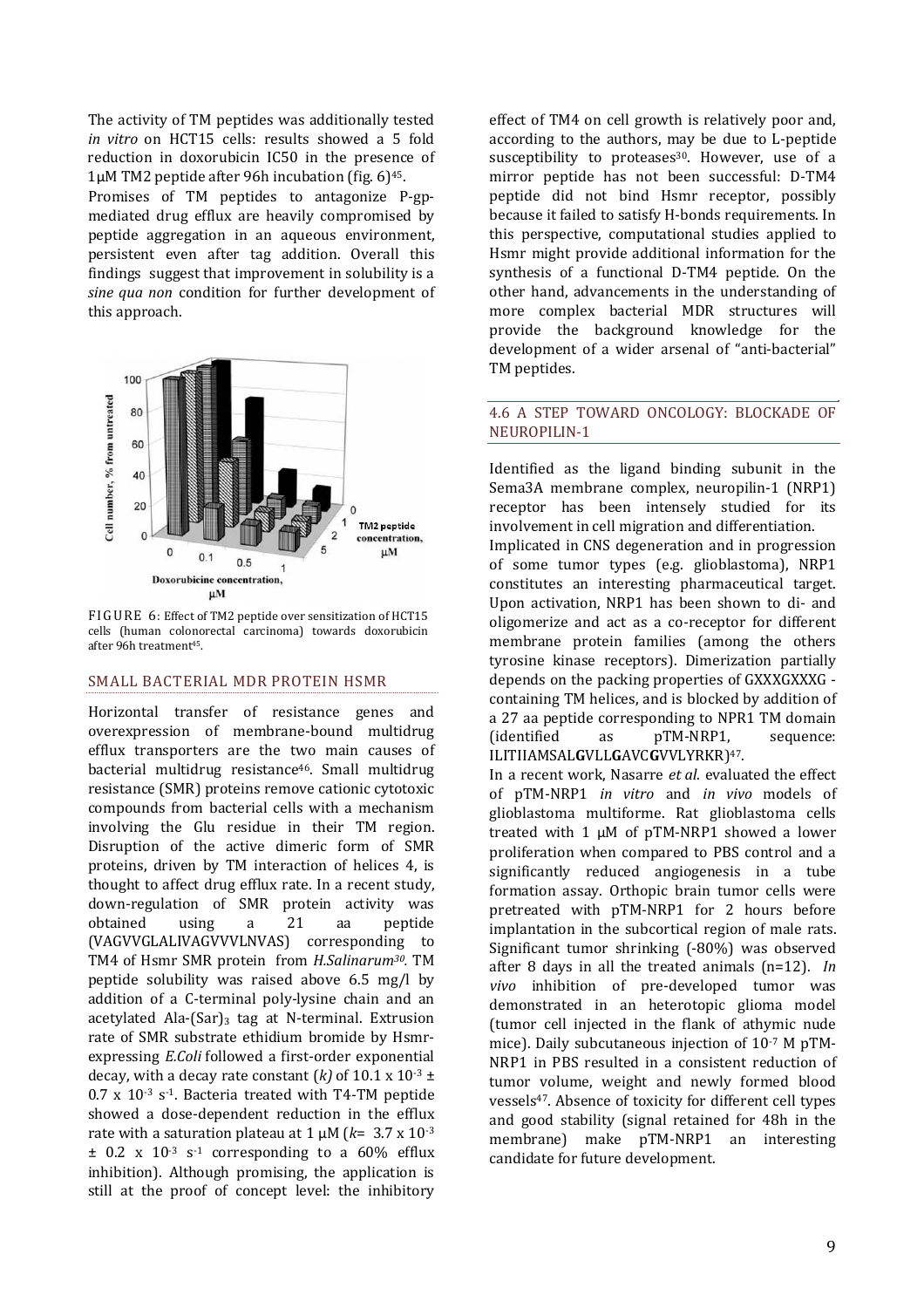The activity of TM peptides was additionally tested *in vitro* on HCT15 cells: results showed a 5 fold reduction in doxorubicin IC50 in the presence of 1μM TM2 peptide after 96h incubation (fig. 6)[45].

Promises of TM peptides to antagonize P-gp-mediated drug efflux are heavily compromised by peptide aggregation in an aqueous environment, persistent even after tag addition. Overall this findings suggest that improvement in solubility is a *sine qua non* condition for further development of this approach.

FIGURE 6: Effect of TM2 peptide over sensitization of HCT15 cells (human colonorectal carcinoma) towards doxorubicin after 96h treatment[45].

## SMALL BACTERIAL MDR PROTEIN HSMR

Horizontal transfer of resistance genes and overexpression of membrane-bound multidrug efflux transporters are the two main causes of bacterial multidrug resistance[46]. Small multidrug resistance (SMR) proteins remove cationic cytotoxic compounds from bacterial cells with a mechanism involving the Glu residue in their TM region. Disruption of the active dimeric form of SMR proteins, driven by TM interaction of helices 4, is thought to affect drug efflux rate. In a recent study, down-regulation of SMR protein activity was obtained using a 21 aa peptide (VAGVVGLALIVAGVVVLNVAS) corresponding to TM4 of Hsmr SMR protein from *H.Salinarum*[30]. TM peptide solubility was raised above 6.5 mg/l by addition of a C-terminal poly-lysine chain and an acetylated Ala-$(Sar)_3$ tag at N-terminal. Extrusion rate of SMR substrate ethidium bromide by Hsmr-expressing *E.Coli* followed a first-order exponential decay, with a decay rate constant (*k)* of $10.1 \times 10^{-3} \pm 0.7 \times 10^{-3}$ $s^{-1}$. Bacteria treated with T4-TM peptide showed a dose-dependent reduction in the efflux rate with a saturation plateau at 1 μM ($k = 3.7 \times 10^{-3} \pm 0.2 \times 10^{-3}$ $s^{-1}$ corresponding to a 60% efflux inhibition). Although promising, the application is still at the proof of concept level: the inhibitory effect of TM4 on cell growth is relatively poor and, according to the authors, may be due to L-peptide susceptibility to proteases[30]. However, use of a mirror peptide has not been successful: D-TM4 peptide did not bind Hsmr receptor, possibly because it failed to satisfy H-bonds requirements. In this perspective, computational studies applied to Hsmr might provide additional information for the synthesis of a functional D-TM4 peptide. On the other hand, advancements in the understanding of more complex bacterial MDR structures will provide the background knowledge for the development of a wider arsenal of "anti-bacterial" TM peptides.

## 4.6 A STEP TOWARD ONCOLOGY: BLOCKADE OF NEUROPILIN-1

Identified as the ligand binding subunit in the Sema3A membrane complex, neuropilin-1 (NRP1) receptor has been intensely studied for its involvement in cell migration and differentiation.

Implicated in CNS degeneration and in progression of some tumor types (e.g. glioblastoma), NRP1 constitutes an interesting pharmaceutical target. Upon activation, NRP1 has been shown to di- and oligomerize and act as a co-receptor for different membrane protein families (among the others tyrosine kinase receptors). Dimerization partially depends on the packing properties of GXXXGXXXG - containing TM helices, and is blocked by addition of a 27 aa peptide corresponding to NPR1 TM domain (identified as pTM-NRP1, sequence: ILITIIAMSAL**G**VLL**G**AVC**G**VVLYRKR)[47].

In a recent work, Nasarre *et al*. evaluated the effect of pTM-NRP1 *in vitro* and *in vivo* models of glioblastoma multiforme. Rat glioblastoma cells treated with 1 μM of pTM-NRP1 showed a lower proliferation when compared to PBS control and a significantly reduced angiogenesis in a tube formation assay. Orthopic brain tumor cells were pretreated with pTM-NRP1 for 2 hours before implantation in the subcortical region of male rats. Significant tumor shrinking (-80%) was observed after 8 days in all the treated animals (n=12). *In vivo* inhibition of pre-developed tumor was demonstrated in an heterotopic glioma model (tumor cell injected in the flank of athymic nude mice). Daily subcutaneous injection of $10^{-7}$ M pTM-NRP1 in PBS resulted in a consistent reduction of tumor volume, weight and newly formed blood vessels[47]. Absence of toxicity for different cell types and good stability (signal retained for 48h in the membrane) make pTM-NRP1 an interesting candidate for future development.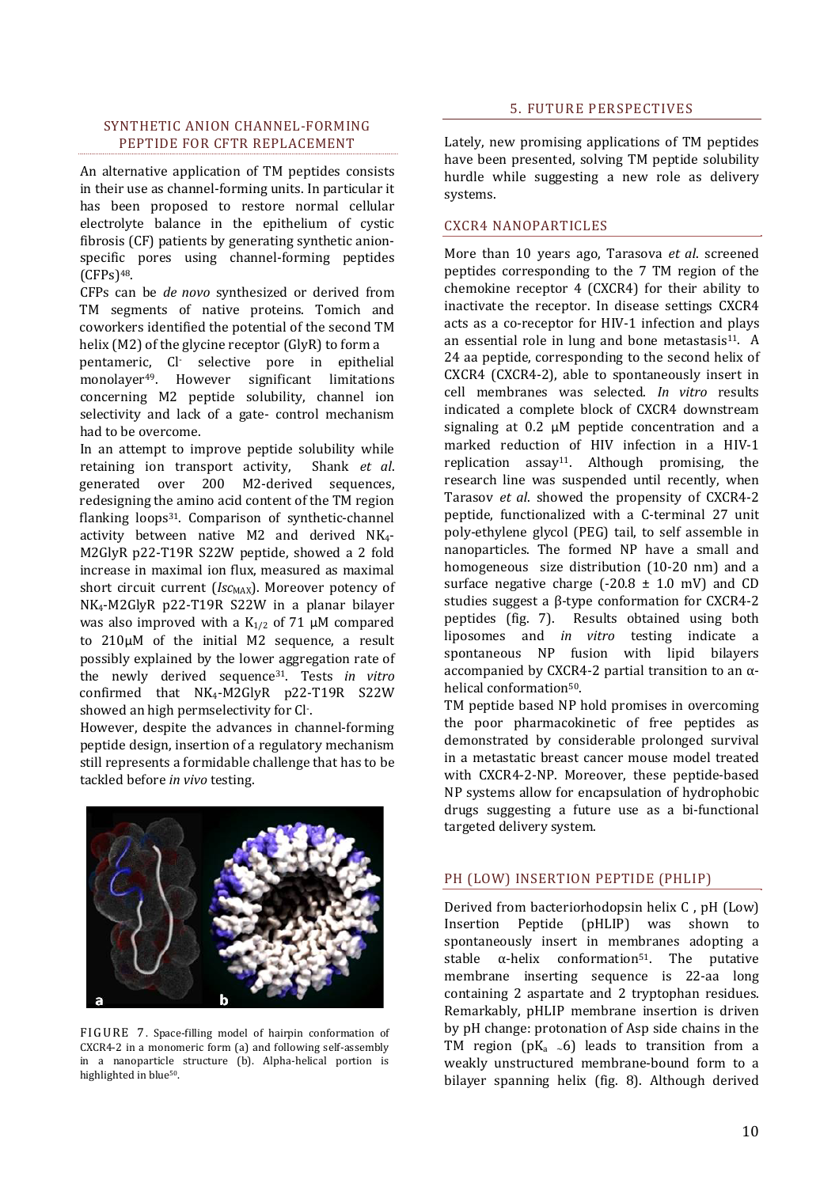## SYNTHETIC ANION CHANNEL-FORMING PEPTIDE FOR CFTR REPLACEMENT

An alternative application of TM peptides consists in their use as channel-forming units. In particular it has been proposed to restore normal cellular electrolyte balance in the epithelium of cystic fibrosis (CF) patients by generating synthetic anion-specific pores using channel-forming peptides (CFPs)[48].

CFPs can be *de novo* synthesized or derived from TM segments of native proteins. Tomich and coworkers identified the potential of the second TM helix (M2) of the glycine receptor (GlyR) to form a pentameric, $Cl^-$ selective pore in epithelial monolayer[49]. However significant limitations concerning M2 peptide solubility, channel ion selectivity and lack of a gate- control mechanism had to be overcome.

In an attempt to improve peptide solubility while retaining ion transport activity, Shank *et al*. generated over 200 M2-derived sequences, redesigning the amino acid content of the TM region flanking loops[31]. Comparison of synthetic-channel activity between native M2 and derived $NK_4$-M2GlyR p22-T19R S22W peptide, showed a 2 fold increase in maximal ion flux, measured as maximal short circuit current ($Isc_{MAX}$). Moreover potency of $NK_4$-M2GlyR p22-T19R S22W in a planar bilayer was also improved with a $K_{1/2}$ of 71 µM compared to 210µM of the initial M2 sequence, a result possibly explained by the lower aggregation rate of the newly derived sequence[31]. Tests *in vitro* confirmed that $NK_4$-M2GlyR p22-T19R S22W showed an high permselectivity for $Cl^-$.

However, despite the advances in channel-forming peptide design, insertion of a regulatory mechanism still represents a formidable challenge that has to be tackled before *in vivo* testing.

FIGURE 7. Space-filling model of hairpin conformation of CXCR4-2 in a monomeric form (a) and following self-assembly in a nanoparticle structure (b). Alpha-helical portion is highlighted in blue[50].

## 5. FUTURE PERSPECTIVES

Lately, new promising applications of TM peptides have been presented, solving TM peptide solubility hurdle while suggesting a new role as delivery systems.

### CXCR4 NANOPARTICLES

More than 10 years ago, Tarasova *et al*. screened peptides corresponding to the 7 TM region of the chemokine receptor 4 (CXCR4) for their ability to inactivate the receptor. In disease settings CXCR4 acts as a co-receptor for HIV-1 infection and plays an essential role in lung and bone metastasis[11]. A 24 aa peptide, corresponding to the second helix of CXCR4 (CXCR4-2), able to spontaneously insert in cell membranes was selected. *In vitro* results indicated a complete block of CXCR4 downstream signaling at 0.2 µM peptide concentration and a marked reduction of HIV infection in a HIV-1 replication assay[11]. Although promising, the research line was suspended until recently, when Tarasov *et al*. showed the propensity of CXCR4-2 peptide, functionalized with a C-terminal 27 unit poly-ethylene glycol (PEG) tail, to self assemble in nanoparticles. The formed NP have a small and homogeneous size distribution (10-20 nm) and a surface negative charge (-20.8 ± 1.0 mV) and CD studies suggest a β-type conformation for CXCR4-2 peptides (fig. 7). Results obtained using both liposomes and *in vitro* testing indicate a spontaneous NP fusion with lipid bilayers accompanied by CXCR4-2 partial transition to an α-helical conformation[50].

TM peptide based NP hold promises in overcoming the poor pharmacokinetic of free peptides as demonstrated by considerable prolonged survival in a metastatic breast cancer mouse model treated with CXCR4-2-NP. Moreover, these peptide-based NP systems allow for encapsulation of hydrophobic drugs suggesting a future use as a bi-functional targeted delivery system.

### PH (LOW) INSERTION PEPTIDE (PHLIP)

Derived from bacteriorhodopsin helix C , pH (Low) Insertion Peptide (pHLIP) was shown to spontaneously insert in membranes adopting a stable α-helix conformation[51]. The putative membrane inserting sequence is 22-aa long containing 2 aspartate and 2 tryptophan residues. Remarkably, pHLIP membrane insertion is driven by pH change: protonation of Asp side chains in the TM region ($pK_a$ ~6) leads to transition from a weakly unstructured membrane-bound form to a bilayer spanning helix (fig. 8). Although derived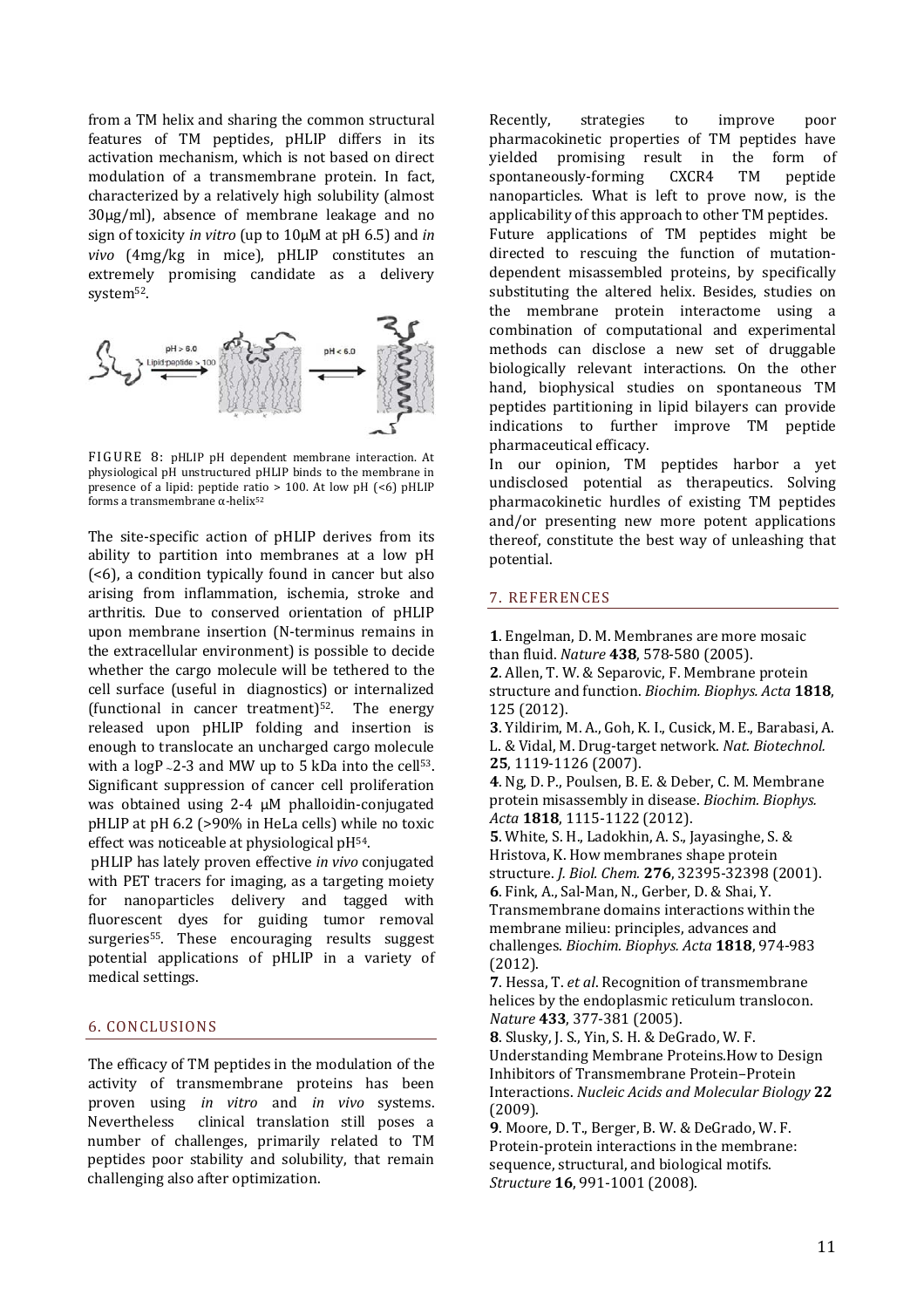from a TM helix and sharing the common structural features of TM peptides, pHLIP differs in its activation mechanism, which is not based on direct modulation of a transmembrane protein. In fact, characterized by a relatively high solubility (almost 30µg/ml), absence of membrane leakage and no sign of toxicity *in vitro* (up to 10µM at pH 6.5) and *in vivo* (4mg/kg in mice), pHLIP constitutes an extremely promising candidate as a delivery system[52].

FIGURE 8: pHLIP pH dependent membrane interaction. At physiological pH unstructured pHLIP binds to the membrane in presence of a lipid: peptide ratio > 100. At low pH (<6) pHLIP forms a transmembrane α-helix[52]

The site-specific action of pHLIP derives from its ability to partition into membranes at a low pH (<6), a condition typically found in cancer but also arising from inflammation, ischemia, stroke and arthritis. Due to conserved orientation of pHLIP upon membrane insertion (N-terminus remains in the extracellular environment) is possible to decide whether the cargo molecule will be tethered to the cell surface (useful in diagnostics) or internalized (functional in cancer treatment)[52]. The energy released upon pHLIP folding and insertion is enough to translocate an uncharged cargo molecule with a logP ~2-3 and MW up to 5 kDa into the cell[53]. Significant suppression of cancer cell proliferation was obtained using 2-4 µM phalloidin-conjugated pHLIP at pH 6.2 (>90% in HeLa cells) while no toxic effect was noticeable at physiological pH[54].

pHLIP has lately proven effective *in vivo* conjugated with PET tracers for imaging, as a targeting moiety for nanoparticles delivery and tagged with fluorescent dyes for guiding tumor removal surgeries[55]. These encouraging results suggest potential applications of pHLIP in a variety of medical settings.

## 6. CONCLUSIONS

The efficacy of TM peptides in the modulation of the activity of transmembrane proteins has been proven using *in vitro* and *in vivo* systems. Nevertheless clinical translation still poses a number of challenges, primarily related to TM peptides poor stability and solubility, that remain challenging also after optimization.

Recently, strategies to improve poor pharmacokinetic properties of TM peptides have yielded promising result in the form of spontaneously-forming CXCR4 TM peptide nanoparticles. What is left to prove now, is the applicability of this approach to other TM peptides. Future applications of TM peptides might be directed to rescuing the function of mutation-dependent misassembled proteins, by specifically substituting the altered helix. Besides, studies on the membrane protein interactome using a combination of computational and experimental methods can disclose a new set of druggable biologically relevant interactions. On the other hand, biophysical studies on spontaneous TM peptides partitioning in lipid bilayers can provide indications to further improve TM peptide pharmaceutical efficacy.

In our opinion, TM peptides harbor a yet undisclosed potential as therapeutics. Solving pharmacokinetic hurdles of existing TM peptides and/or presenting new more potent applications thereof, constitute the best way of unleashing that potential.

## 7. REFERENCES

**1**. Engelman, D. M. Membranes are more mosaic than fluid. *Nature* **438**, 578-580 (2005).

**2**. Allen, T. W. & Separovic, F. Membrane protein structure and function. *Biochim. Biophys. Acta* **1818**, 125 (2012).

**3**. Yildirim, M. A., Goh, K. I., Cusick, M. E., Barabasi, A. L. & Vidal, M. Drug-target network. *Nat. Biotechnol.* **25**, 1119-1126 (2007).

**4**. Ng, D. P., Poulsen, B. E. & Deber, C. M. Membrane protein misassembly in disease. *Biochim. Biophys. Acta* **1818**, 1115-1122 (2012).

**5**. White, S. H., Ladokhin, A. S., Jayasinghe, S. & Hristova, K. How membranes shape protein structure. *J. Biol. Chem.* **276**, 32395-32398 (2001).

**6**. Fink, A., Sal-Man, N., Gerber, D. & Shai, Y. Transmembrane domains interactions within the membrane milieu: principles, advances and challenges. *Biochim. Biophys. Acta* **1818**, 974-983 (2012).

**7**. Hessa, T. *et al*. Recognition of transmembrane helices by the endoplasmic reticulum translocon. *Nature* **433**, 377-381 (2005).

**8**. Slusky, J. S., Yin, S. H. & DeGrado, W. F. Understanding Membrane Proteins.How to Design Inhibitors of Transmembrane Protein–Protein Interactions. *Nucleic Acids and Molecular Biology* **22** (2009).

**9**. Moore, D. T., Berger, B. W. & DeGrado, W. F. Protein-protein interactions in the membrane: sequence, structural, and biological motifs. *Structure* **16**, 991-1001 (2008).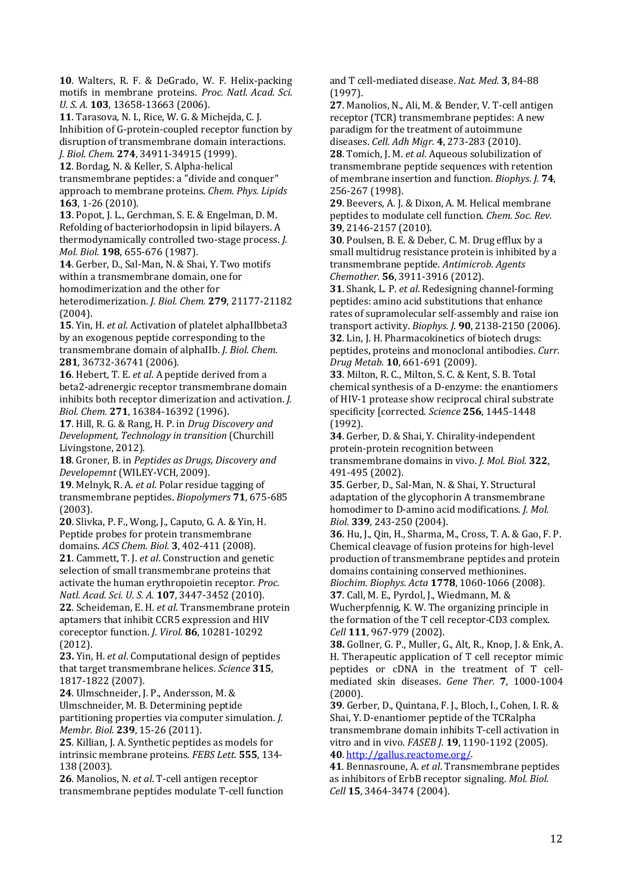**10**. Walters, R. F. & DeGrado, W. F. Helix-packing motifs in membrane proteins. *Proc. Natl. Acad. Sci. U. S. A.* **103**, 13658-13663 (2006).

**11**. Tarasova, N. I., Rice, W. G. & Michejda, C. J. Inhibition of G-protein-coupled receptor function by disruption of transmembrane domain interactions. *J. Biol. Chem.* **274**, 34911-34915 (1999).

**12**. Bordag, N. & Keller, S. Alpha-helical transmembrane peptides: a "divide and conquer" approach to membrane proteins. *Chem. Phys. Lipids* **163**, 1-26 (2010).

**13**. Popot, J. L., Gerchman, S. E. & Engelman, D. M. Refolding of bacteriorhodopsin in lipid bilayers. A thermodynamically controlled two-stage process. *J. Mol. Biol.* **198**, 655-676 (1987).

**14**. Gerber, D., Sal-Man, N. & Shai, Y. Two motifs within a transmembrane domain, one for homodimerization and the other for heterodimerization. *J. Biol. Chem.* **279**, 21177-21182 (2004).

**15**. Yin, H. *et al*. Activation of platelet alphaIIbbeta3 by an exogenous peptide corresponding to the transmembrane domain of alphaIIb. *J. Biol. Chem.* **281**, 36732-36741 (2006).

**16**. Hebert, T. E. *et al*. A peptide derived from a beta2-adrenergic receptor transmembrane domain inhibits both receptor dimerization and activation. *J. Biol. Chem.* **271**, 16384-16392 (1996).

**17**. Hill, R. G. & Rang, H. P. in *Drug Discovery and Development, Technology in transition* (Churchill Livingstone, 2012).

**18**. Groner, B. in *Peptides as Drugs, Discovery and Developemnt* (WILEY-VCH, 2009).

**19**. Melnyk, R. A. *et al*. Polar residue tagging of transmembrane peptides. *Biopolymers* **71**, 675-685 (2003).

**20**. Slivka, P. F., Wong, J., Caputo, G. A. & Yin, H. Peptide probes for protein transmembrane domains. *ACS Chem. Biol.* **3**, 402-411 (2008).

**21**. Cammett, T. J. *et al*. Construction and genetic selection of small transmembrane proteins that activate the human erythropoietin receptor. *Proc. Natl. Acad. Sci. U. S. A.* **107**, 3447-3452 (2010).

**22**. Scheideman, E. H. *et al*. Transmembrane protein aptamers that inhibit CCR5 expression and HIV coreceptor function. *J. Virol.* **86**, 10281-10292 (2012).

**23.** Yin, H. *et al*. Computational design of peptides that target transmembrane helices. *Science* **315**, 1817-1822 (2007).

**24**. Ulmschneider, J. P., Andersson, M. & Ulmschneider, M. B. Determining peptide partitioning properties via computer simulation. *J. Membr. Biol.* **239**, 15-26 (2011).

**25**. Killian, J. A. Synthetic peptides as models for intrinsic membrane proteins. *FEBS Lett.* **555**, 134-138 (2003).

**26**. Manolios, N. *et al*. T-cell antigen receptor transmembrane peptides modulate T-cell function and T cell-mediated disease. *Nat. Med.* **3**, 84-88 (1997).

**27**. Manolios, N., Ali, M. & Bender, V. T-cell antigen receptor (TCR) transmembrane peptides: A new paradigm for the treatment of autoimmune diseases. *Cell. Adh Migr.* **4**, 273-283 (2010).

**28**. Tomich, J. M. *et al*. Aqueous solubilization of transmembrane peptide sequences with retention of membrane insertion and function. *Biophys. J.* **74**, 256-267 (1998).

**29**. Beevers, A. J. & Dixon, A. M. Helical membrane peptides to modulate cell function. *Chem. Soc. Rev.* **39**, 2146-2157 (2010).

**30**. Poulsen, B. E. & Deber, C. M. Drug efflux by a small multidrug resistance protein is inhibited by a transmembrane peptide. *Antimicrob. Agents Chemother.* **56**, 3911-3916 (2012).

**31**. Shank, L. P. *et al*. Redesigning channel-forming peptides: amino acid substitutions that enhance rates of supramolecular self-assembly and raise ion transport activity. *Biophys. J.* **90**, 2138-2150 (2006).

**32**. Lin, J. H. Pharmacokinetics of biotech drugs: peptides, proteins and monoclonal antibodies. *Curr. Drug Metab.* **10**, 661-691 (2009).

**33**. Milton, R. C., Milton, S. C. & Kent, S. B. Total chemical synthesis of a D-enzyme: the enantiomers of HIV-1 protease show reciprocal chiral substrate specificity [corrected. *Science* **256**, 1445-1448 (1992).

**34**. Gerber, D. & Shai, Y. Chirality-independent protein-protein recognition between transmembrane domains in vivo. *J. Mol. Biol.* **322**, 491-495 (2002).

**35**. Gerber, D., Sal-Man, N. & Shai, Y. Structural adaptation of the glycophorin A transmembrane homodimer to D-amino acid modifications. *J. Mol. Biol.* **339**, 243-250 (2004).

**36**. Hu, J., Qin, H., Sharma, M., Cross, T. A. & Gao, F. P. Chemical cleavage of fusion proteins for high-level production of transmembrane peptides and protein domains containing conserved methionines. *Biochim. Biophys. Acta* **1778**, 1060-1066 (2008).

**37**. Call, M. E., Pyrdol, J., Wiedmann, M. & Wucherpfennig, K. W. The organizing principle in the formation of the T cell receptor-CD3 complex. *Cell* **111**, 967-979 (2002).

**38.** Gollner, G. P., Muller, G., Alt, R., Knop, J. & Enk, A. H. Therapeutic application of T cell receptor mimic peptides or cDNA in the treatment of T cell-mediated skin diseases. *Gene Ther.* **7**, 1000-1004 (2000).

**39**. Gerber, D., Quintana, F. J., Bloch, I., Cohen, I. R. & Shai, Y. D-enantiomer peptide of the TCRalpha transmembrane domain inhibits T-cell activation in vitro and in vivo. *FASEB J.* **19**, 1190-1192 (2005).

**40**. http://gallus.reactome.org/.

**41**. Bennasroune, A. *et al*. Transmembrane peptides as inhibitors of ErbB receptor signaling. *Mol. Biol. Cell* **15**, 3464-3474 (2004).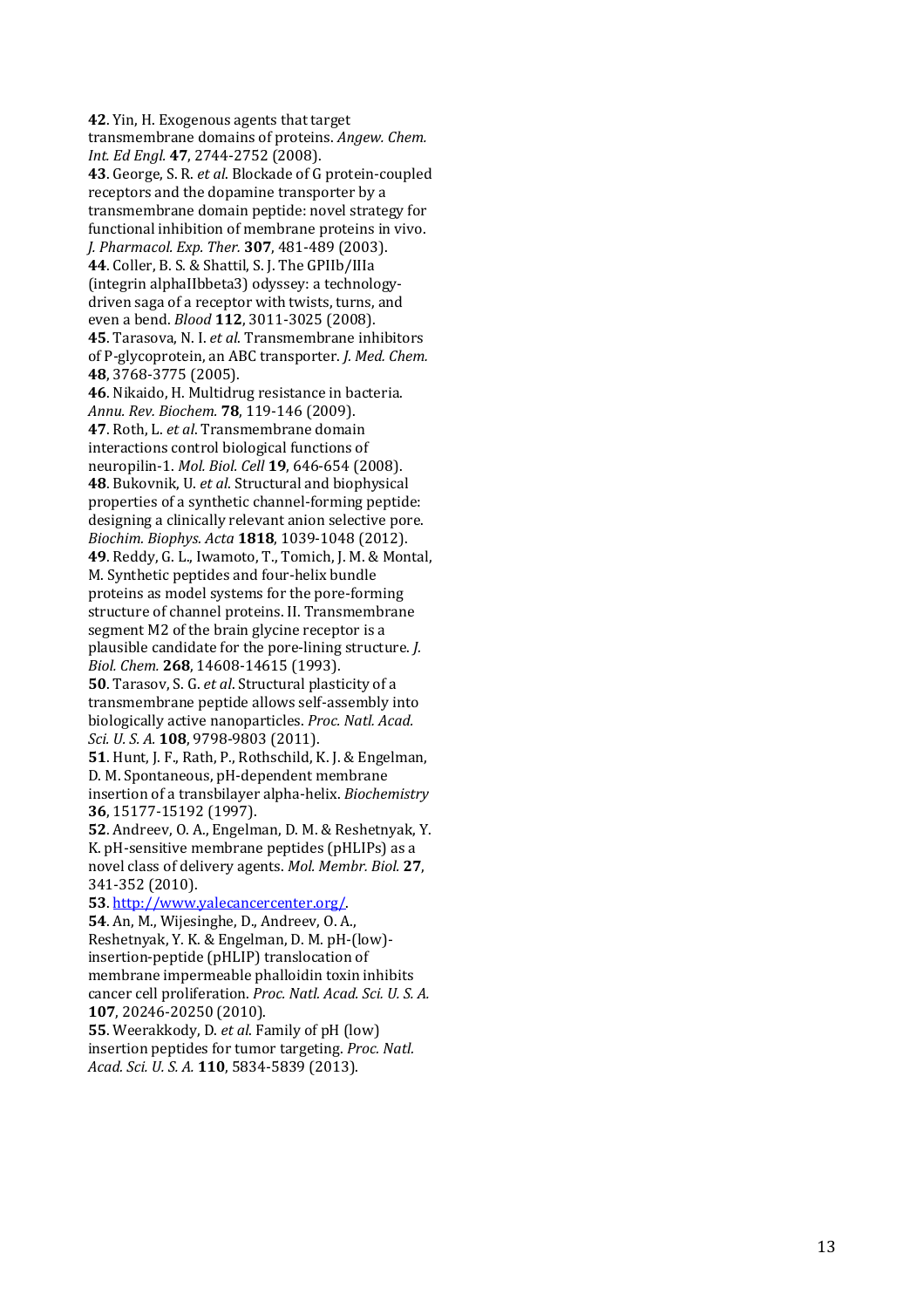**42**. Yin, H. Exogenous agents that target transmembrane domains of proteins. *Angew. Chem. Int. Ed Engl.* **47**, 2744-2752 (2008).

**43**. George, S. R. *et al*. Blockade of G protein-coupled receptors and the dopamine transporter by a transmembrane domain peptide: novel strategy for functional inhibition of membrane proteins in vivo. *J. Pharmacol. Exp. Ther.* **307**, 481-489 (2003).

**44**. Coller, B. S. & Shattil, S. J. The GPIIb/IIIa (integrin alphaIIbbeta3) odyssey: a technology-driven saga of a receptor with twists, turns, and even a bend. *Blood* **112**, 3011-3025 (2008).

**45**. Tarasova, N. I. *et al*. Transmembrane inhibitors of P-glycoprotein, an ABC transporter. *J. Med. Chem.* **48**, 3768-3775 (2005).

**46**. Nikaido, H. Multidrug resistance in bacteria. *Annu. Rev. Biochem.* **78**, 119-146 (2009).

**47**. Roth, L. *et al*. Transmembrane domain interactions control biological functions of neuropilin-1. *Mol. Biol. Cell* **19**, 646-654 (2008).

**48**. Bukovnik, U. *et al*. Structural and biophysical properties of a synthetic channel-forming peptide: designing a clinically relevant anion selective pore. *Biochim. Biophys. Acta* **1818**, 1039-1048 (2012).

**49**. Reddy, G. L., Iwamoto, T., Tomich, J. M. & Montal, M. Synthetic peptides and four-helix bundle proteins as model systems for the pore-forming structure of channel proteins. II. Transmembrane segment M2 of the brain glycine receptor is a plausible candidate for the pore-lining structure. *J. Biol. Chem.* **268**, 14608-14615 (1993).

**50**. Tarasov, S. G. *et al*. Structural plasticity of a transmembrane peptide allows self-assembly into biologically active nanoparticles. *Proc. Natl. Acad. Sci. U. S. A.* **108**, 9798-9803 (2011).

**51**. Hunt, J. F., Rath, P., Rothschild, K. J. & Engelman, D. M. Spontaneous, pH-dependent membrane insertion of a transbilayer alpha-helix. *Biochemistry* **36**, 15177-15192 (1997).

**52**. Andreev, O. A., Engelman, D. M. & Reshetnyak, Y. K. pH-sensitive membrane peptides (pHLIPs) as a novel class of delivery agents. *Mol. Membr. Biol.* **27**, 341-352 (2010).

**53**. http://www.yalecancercenter.org/.

**54**. An, M., Wijesinghe, D., Andreev, O. A., Reshetnyak, Y. K. & Engelman, D. M. pH-(low)-insertion-peptide (pHLIP) translocation of membrane impermeable phalloidin toxin inhibits cancer cell proliferation. *Proc. Natl. Acad. Sci. U. S. A.* **107**, 20246-20250 (2010).

**55**. Weerakkody, D. *et al*. Family of pH (low) insertion peptides for tumor targeting. *Proc. Natl. Acad. Sci. U. S. A.* **110**, 5834-5839 (2013).